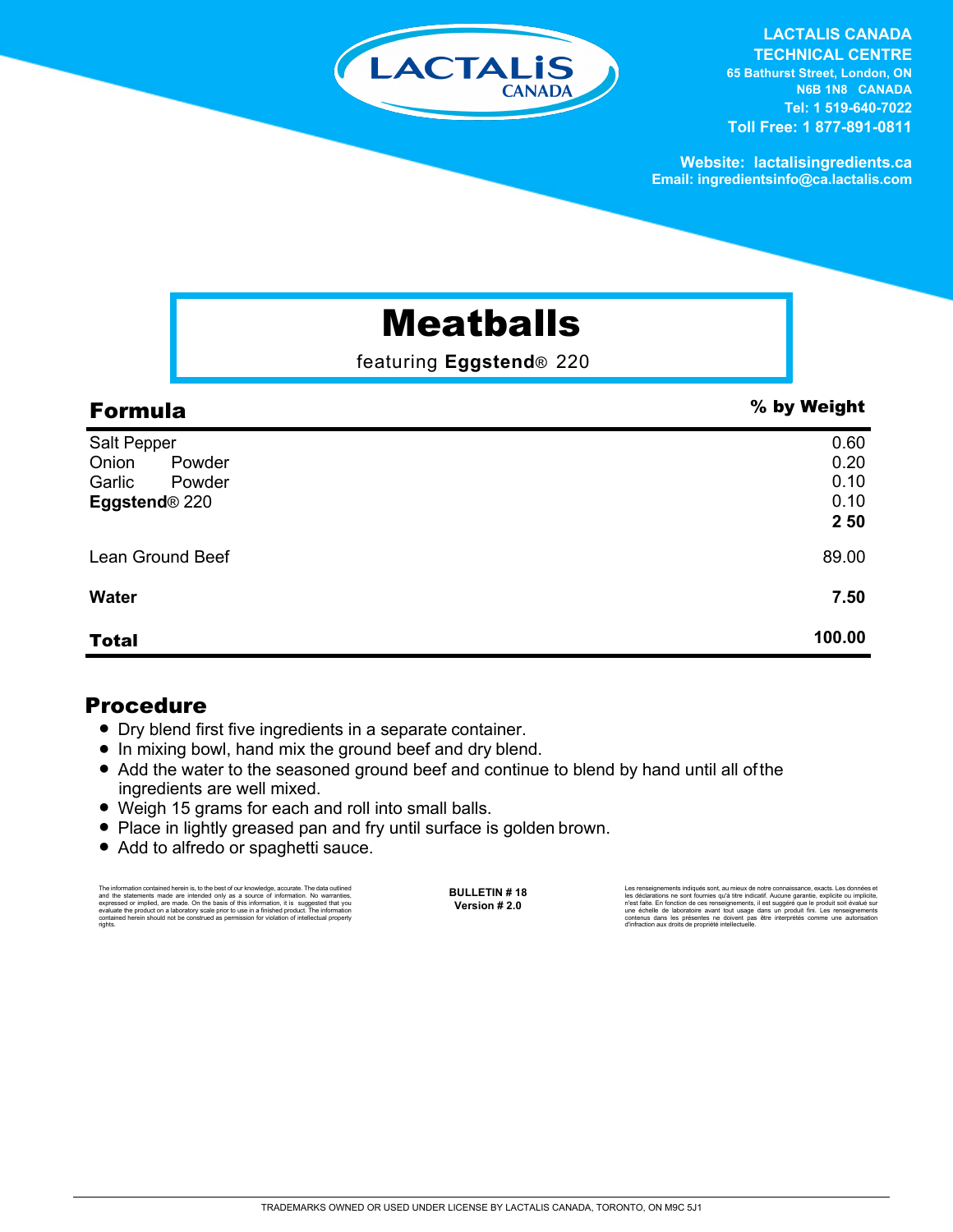LACTALIS CANADA

**LACTALIS CANADA TECHNICAL CENTRE**
65 Bathurst Street, London, ON
N6B 1N8 CANADA
Tel: 1 519-640-7022
Toll Free: 1 877-891-0811

Website: lactalisingredients.ca
Email: ingredientsinfo@ca.lactalis.com

# Meatballs

featuring **Eggstend**® 220

| Formula | % by Weight |
|---|---|
| Salt Pepper | 0.60 |
| Onion Powder | 0.20 |
| Garlic Powder | 0.10 |
| **Eggstend**® 220 | 0.10 |
| | **2 50** |
| Lean Ground Beef | 89.00 |
| **Water** | **7.50** |
| **Total** | **100.00** |

## Procedure

- Dry blend first five ingredients in a separate container.
- In mixing bowl, hand mix the ground beef and dry blend.
- Add the water to the seasoned ground beef and continue to blend by hand until all of the ingredients are well mixed.
- Weigh 15 grams for each and roll into small balls.
- Place in lightly greased pan and fry until surface is golden brown.
- Add to alfredo or spaghetti sauce.

The information contained herein is, to the best of our knowledge, accurate. The data outlined and the statements made are intended only as a source of information. No warranties, expressed or implied, are made. On the basis of this information, it is suggested that you evaluate the product on a laboratory scale prior to use in a finished product. The information contained herein should not be construed as permission for violation of intellectual property rights.

**BULLETIN # 18**
**Version # 2.0**

Les renseignements indiqués sont, au mieux de notre connaissance, exacts. Les données et les déclarations ne sont fournies qu'à titre indicatif. Aucune garantie, explicite ou implicite, n'est faite. En fonction de ces renseignements, il est suggéré que le produit soit évalué sur une échelle de laboratoire avant tout usage dans un produit fini. Les renseignements contenus dans les présentes ne doivent pas être interprétés comme une autorisation d'infraction aux droits de propriété intellectuelle.

TRADEMARKS OWNED OR USED UNDER LICENSE BY LACTALIS CANADA, TORONTO, ON M9C 5J1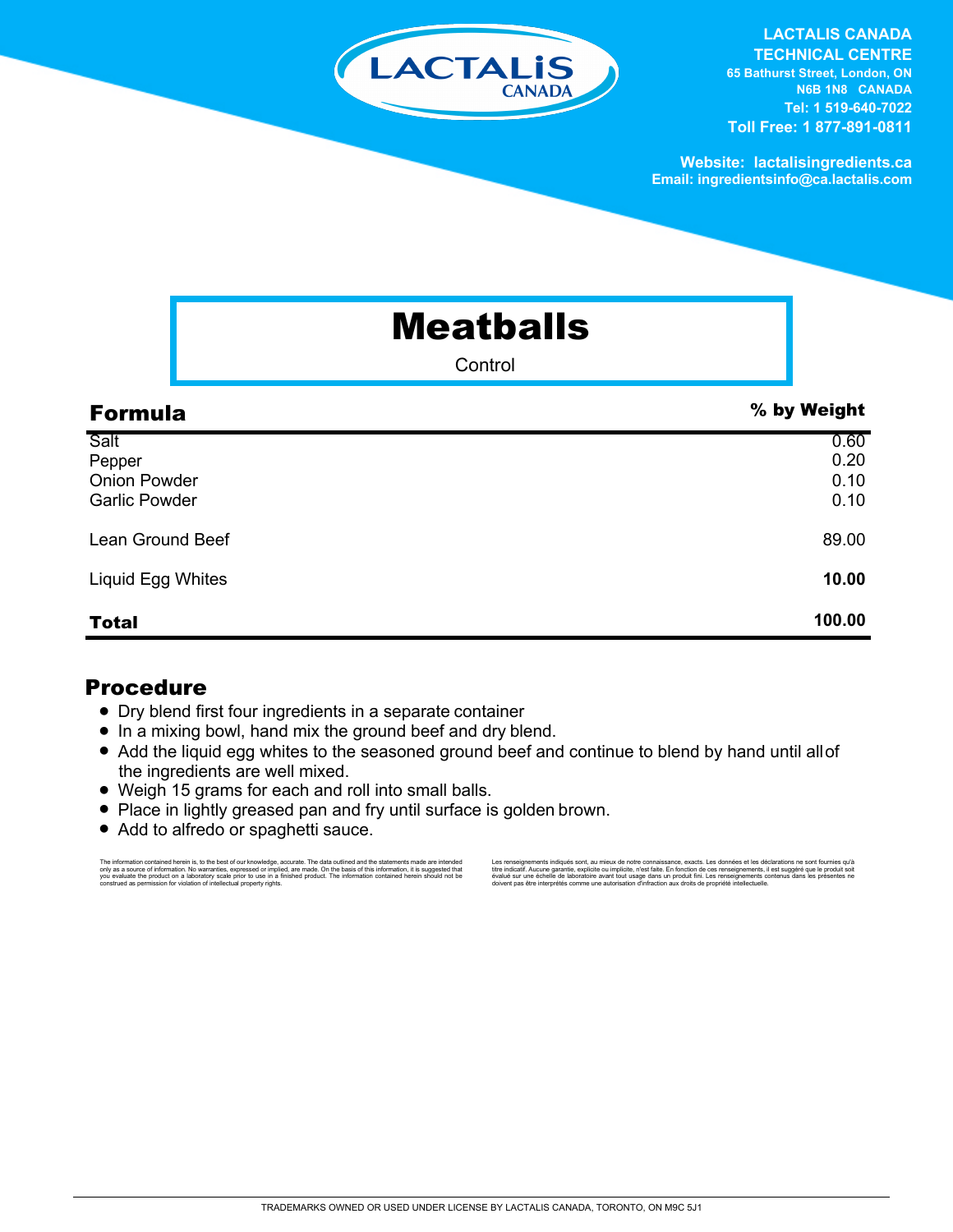**LACTALIS CANADA**
**TECHNICAL CENTRE**
**65 Bathurst Street, London, ON**
**N6B 1N8 CANADA**
**Tel: 1 519-640-7022**
**Toll Free: 1 877-891-0811**

**Website: lactalisingredients.ca**
**Email: ingredientsinfo@ca.lactalis.com**

# Meatballs

Control

| Formula | % by Weight |
|---|---|
| Salt | 0.60 |
| Pepper | 0.20 |
| Onion Powder | 0.10 |
| Garlic Powder | 0.10 |
| Lean Ground Beef | 89.00 |
| Liquid Egg Whites | **10.00** |
| **Total** | **100.00** |

## Procedure

- Dry blend first four ingredients in a separate container
- In a mixing bowl, hand mix the ground beef and dry blend.
- Add the liquid egg whites to the seasoned ground beef and continue to blend by hand until all of the ingredients are well mixed.
- Weigh 15 grams for each and roll into small balls.
- Place in lightly greased pan and fry until surface is golden brown.
- Add to alfredo or spaghetti sauce.

The information contained herein is, to the best of our knowledge, accurate. The data outlined and the statements made are intended only as a source of information. No warranties, expressed or implied, are made. On the basis of this information, it is suggested that you evaluate the product on a laboratory scale prior to use in a finished product. The information contained herein should not be construed as permission for violation of intellectual property rights.

Les renseignements indiqués sont, au mieux de notre connaissance, exacts. Les données et les déclarations ne sont fournies qu'à titre indicatif. Aucune garantie, explicite ou implicite, n'est faite. En fonction de ces renseignements, il est suggéré que le produit soit évalué sur une échelle de laboratoire avant tout usage dans un produit fini. Les renseignements contenus dans les présentes ne doivent pas être interprétés comme une autorisation d'infraction aux droits de propriété intellectuelle.

TRADEMARKS OWNED OR USED UNDER LICENSE BY LACTALIS CANADA, TORONTO, ON M9C 5J1